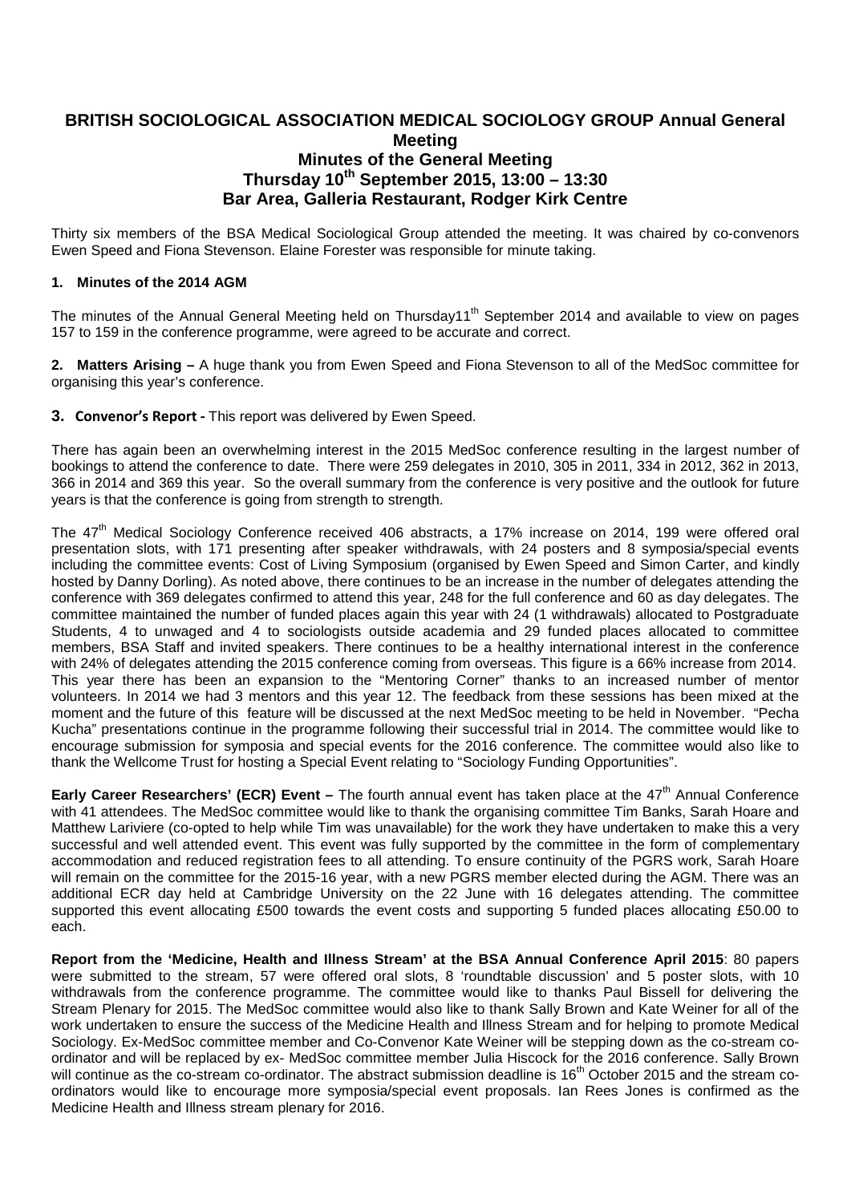# BRITISH SOCIOLOGICAL ASSOCIATION MEDICAL SOCIOLOGY GROUP Annual General Meeting

## Minutes of the General Meeting
## Thursday 10th September 2015, 13:00 – 13:30
## Bar Area, Galleria Restaurant, Rodger Kirk Centre

Thirty six members of the BSA Medical Sociological Group attended the meeting. It was chaired by co-convenors Ewen Speed and Fiona Stevenson. Elaine Forester was responsible for minute taking.

### 1. Minutes of the 2014 AGM

The minutes of the Annual General Meeting held on Thursday11th September 2014 and available to view on pages 157 to 159 in the conference programme, were agreed to be accurate and correct.

**2. Matters Arising –** A huge thank you from Ewen Speed and Fiona Stevenson to all of the MedSoc committee for organising this year's conference.

**3. Convenor's Report -** This report was delivered by Ewen Speed.

There has again been an overwhelming interest in the 2015 MedSoc conference resulting in the largest number of bookings to attend the conference to date. There were 259 delegates in 2010, 305 in 2011, 334 in 2012, 362 in 2013, 366 in 2014 and 369 this year. So the overall summary from the conference is very positive and the outlook for future years is that the conference is going from strength to strength.

The 47th Medical Sociology Conference received 406 abstracts, a 17% increase on 2014, 199 were offered oral presentation slots, with 171 presenting after speaker withdrawals, with 24 posters and 8 symposia/special events including the committee events: Cost of Living Symposium (organised by Ewen Speed and Simon Carter, and kindly hosted by Danny Dorling). As noted above, there continues to be an increase in the number of delegates attending the conference with 369 delegates confirmed to attend this year, 248 for the full conference and 60 as day delegates. The committee maintained the number of funded places again this year with 24 (1 withdrawals) allocated to Postgraduate Students, 4 to unwaged and 4 to sociologists outside academia and 29 funded places allocated to committee members, BSA Staff and invited speakers. There continues to be a healthy international interest in the conference with 24% of delegates attending the 2015 conference coming from overseas. This figure is a 66% increase from 2014. This year there has been an expansion to the "Mentoring Corner" thanks to an increased number of mentor volunteers. In 2014 we had 3 mentors and this year 12. The feedback from these sessions has been mixed at the moment and the future of this feature will be discussed at the next MedSoc meeting to be held in November. "Pecha Kucha" presentations continue in the programme following their successful trial in 2014. The committee would like to encourage submission for symposia and special events for the 2016 conference. The committee would also like to thank the Wellcome Trust for hosting a Special Event relating to "Sociology Funding Opportunities".

**Early Career Researchers' (ECR) Event –** The fourth annual event has taken place at the 47th Annual Conference with 41 attendees. The MedSoc committee would like to thank the organising committee Tim Banks, Sarah Hoare and Matthew Lariviere (co-opted to help while Tim was unavailable) for the work they have undertaken to make this a very successful and well attended event. This event was fully supported by the committee in the form of complementary accommodation and reduced registration fees to all attending. To ensure continuity of the PGRS work, Sarah Hoare will remain on the committee for the 2015-16 year, with a new PGRS member elected during the AGM. There was an additional ECR day held at Cambridge University on the 22 June with 16 delegates attending. The committee supported this event allocating £500 towards the event costs and supporting 5 funded places allocating £50.00 to each.

**Report from the 'Medicine, Health and Illness Stream' at the BSA Annual Conference April 2015**: 80 papers were submitted to the stream, 57 were offered oral slots, 8 'roundtable discussion' and 5 poster slots, with 10 withdrawals from the conference programme. The committee would like to thanks Paul Bissell for delivering the Stream Plenary for 2015. The MedSoc committee would also like to thank Sally Brown and Kate Weiner for all of the work undertaken to ensure the success of the Medicine Health and Illness Stream and for helping to promote Medical Sociology. Ex-MedSoc committee member and Co-Convenor Kate Weiner will be stepping down as the co-stream co-ordinator and will be replaced by ex- MedSoc committee member Julia Hiscock for the 2016 conference. Sally Brown will continue as the co-stream co-ordinator. The abstract submission deadline is 16th October 2015 and the stream co-ordinators would like to encourage more symposia/special event proposals. Ian Rees Jones is confirmed as the Medicine Health and Illness stream plenary for 2016.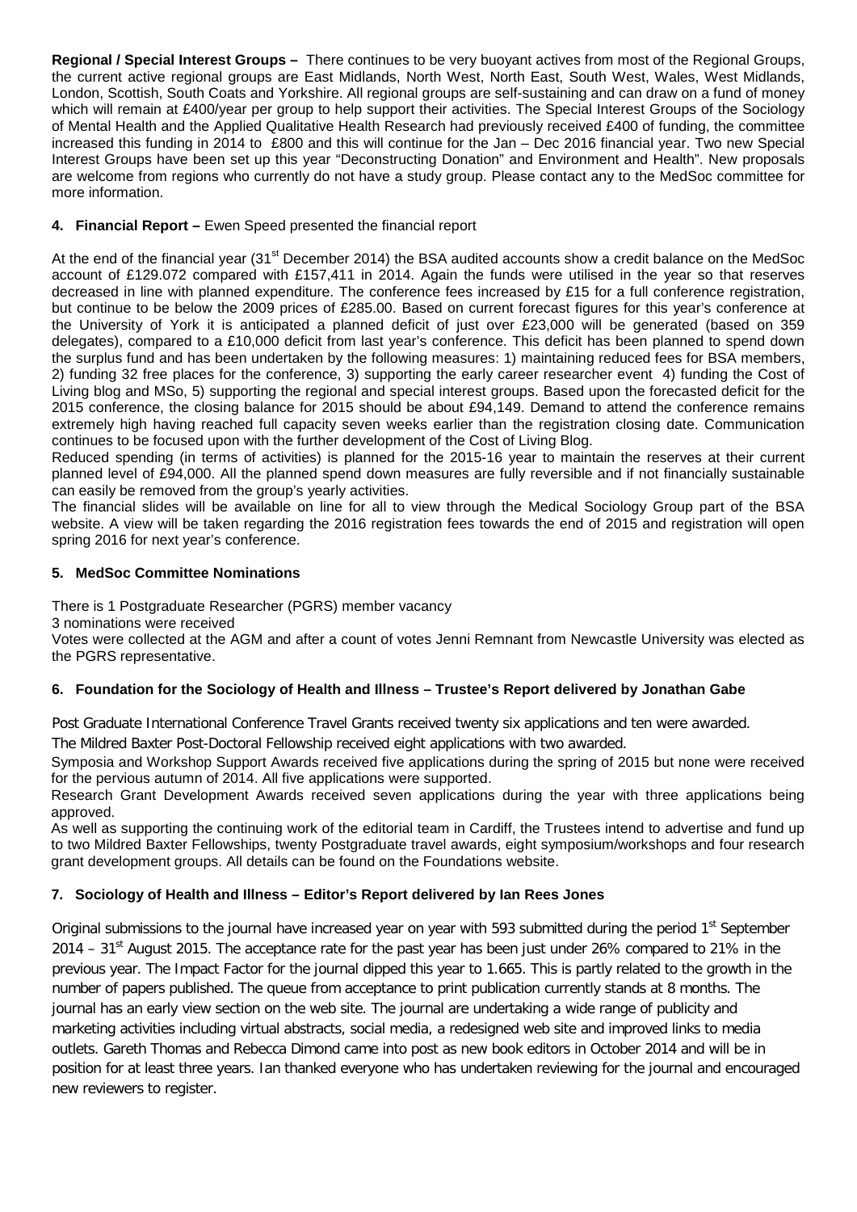**Regional / Special Interest Groups –** There continues to be very buoyant actives from most of the Regional Groups, the current active regional groups are East Midlands, North West, North East, South West, Wales, West Midlands, London, Scottish, South Coats and Yorkshire. All regional groups are self-sustaining and can draw on a fund of money which will remain at £400/year per group to help support their activities. The Special Interest Groups of the Sociology of Mental Health and the Applied Qualitative Health Research had previously received £400 of funding, the committee increased this funding in 2014 to £800 and this will continue for the Jan – Dec 2016 financial year. Two new Special Interest Groups have been set up this year "Deconstructing Donation" and Environment and Health". New proposals are welcome from regions who currently do not have a study group. Please contact any to the MedSoc committee for more information.

**4. Financial Report –** Ewen Speed presented the financial report

At the end of the financial year (31st December 2014) the BSA audited accounts show a credit balance on the MedSoc account of £129.072 compared with £157,411 in 2014. Again the funds were utilised in the year so that reserves decreased in line with planned expenditure. The conference fees increased by £15 for a full conference registration, but continue to be below the 2009 prices of £285.00. Based on current forecast figures for this year's conference at the University of York it is anticipated a planned deficit of just over £23,000 will be generated (based on 359 delegates), compared to a £10,000 deficit from last year's conference. This deficit has been planned to spend down the surplus fund and has been undertaken by the following measures: 1) maintaining reduced fees for BSA members, 2) funding 32 free places for the conference, 3) supporting the early career researcher event 4) funding the Cost of Living blog and MSo, 5) supporting the regional and special interest groups. Based upon the forecasted deficit for the 2015 conference, the closing balance for 2015 should be about £94,149. Demand to attend the conference remains extremely high having reached full capacity seven weeks earlier than the registration closing date. Communication continues to be focused upon with the further development of the Cost of Living Blog.

Reduced spending (in terms of activities) is planned for the 2015-16 year to maintain the reserves at their current planned level of £94,000. All the planned spend down measures are fully reversible and if not financially sustainable can easily be removed from the group's yearly activities.

The financial slides will be available on line for all to view through the Medical Sociology Group part of the BSA website. A view will be taken regarding the 2016 registration fees towards the end of 2015 and registration will open spring 2016 for next year's conference.

**5. MedSoc Committee Nominations**

There is 1 Postgraduate Researcher (PGRS) member vacancy

3 nominations were received

Votes were collected at the AGM and after a count of votes Jenni Remnant from Newcastle University was elected as the PGRS representative.

**6. Foundation for the Sociology of Health and Illness – Trustee's Report delivered by Jonathan Gabe**

Post Graduate International Conference Travel Grants received twenty six applications and ten were awarded.

The Mildred Baxter Post-Doctoral Fellowship received eight applications with two awarded.

Symposia and Workshop Support Awards received five applications during the spring of 2015 but none were received for the pervious autumn of 2014. All five applications were supported.

Research Grant Development Awards received seven applications during the year with three applications being approved.

As well as supporting the continuing work of the editorial team in Cardiff, the Trustees intend to advertise and fund up to two Mildred Baxter Fellowships, twenty Postgraduate travel awards, eight symposium/workshops and four research grant development groups. All details can be found on the Foundations website.

**7. Sociology of Health and Illness – Editor's Report delivered by Ian Rees Jones**

Original submissions to the journal have increased year on year with 593 submitted during the period 1st September 2014 – 31st August 2015. The acceptance rate for the past year has been just under 26% compared to 21% in the previous year. The Impact Factor for the journal dipped this year to 1.665. This is partly related to the growth in the number of papers published. The queue from acceptance to print publication currently stands at 8 months. The journal has an early view section on the web site. The journal are undertaking a wide range of publicity and marketing activities including virtual abstracts, social media, a redesigned web site and improved links to media outlets. Gareth Thomas and Rebecca Dimond came into post as new book editors in October 2014 and will be in position for at least three years. Ian thanked everyone who has undertaken reviewing for the journal and encouraged new reviewers to register.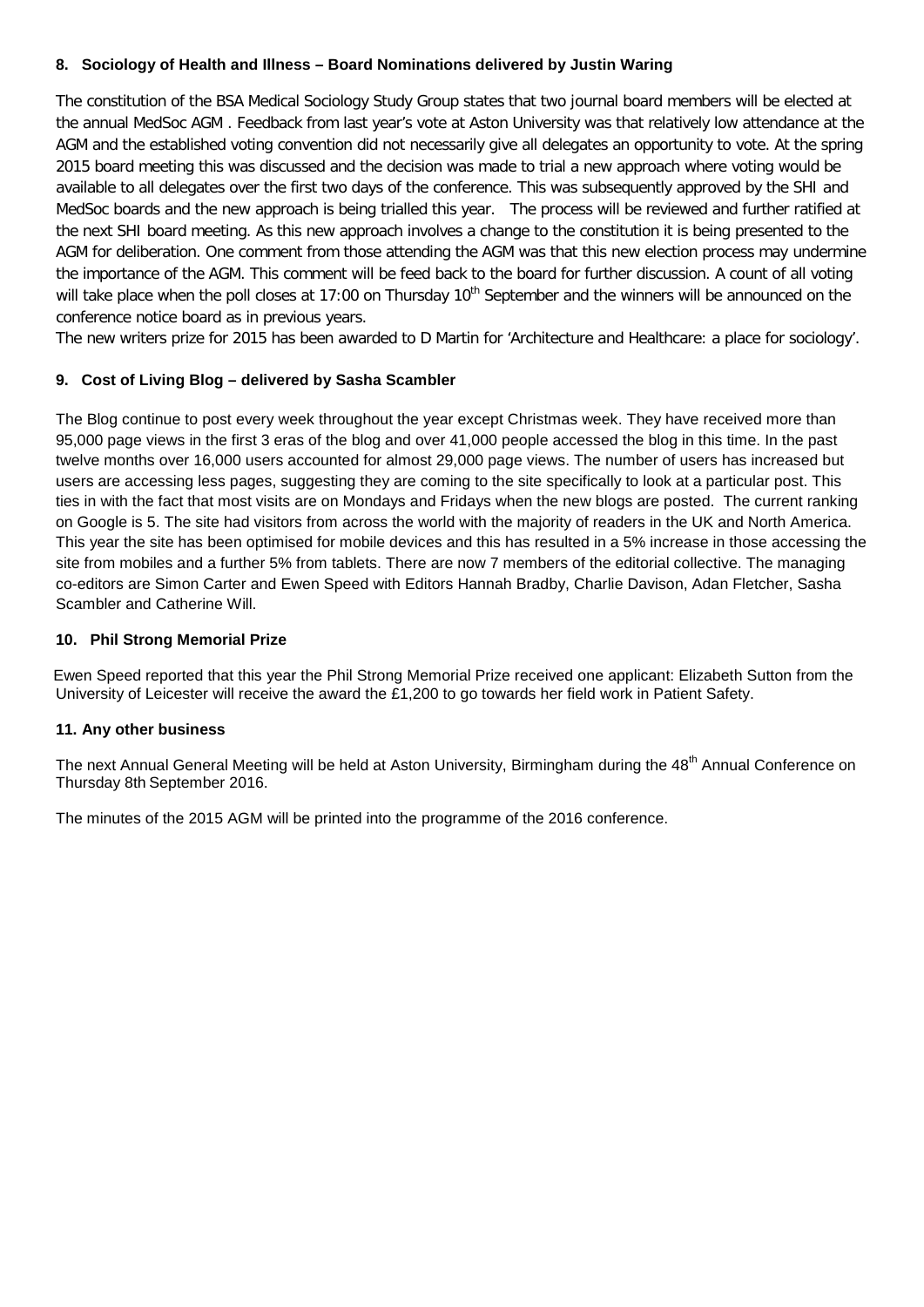### 8. Sociology of Health and Illness – Board Nominations delivered by Justin Waring

The constitution of the BSA Medical Sociology Study Group states that two journal board members will be elected at the annual MedSoc AGM . Feedback from last year's vote at Aston University was that relatively low attendance at the AGM and the established voting convention did not necessarily give all delegates an opportunity to vote. At the spring 2015 board meeting this was discussed and the decision was made to trial a new approach where voting would be available to all delegates over the first two days of the conference. This was subsequently approved by the SHI and MedSoc boards and the new approach is being trialled this year. The process will be reviewed and further ratified at the next SHI board meeting. As this new approach involves a change to the constitution it is being presented to the AGM for deliberation. One comment from those attending the AGM was that this new election process may undermine the importance of the AGM. This comment will be feed back to the board for further discussion. A count of all voting will take place when the poll closes at 17:00 on Thursday 10th September and the winners will be announced on the conference notice board as in previous years.

The new writers prize for 2015 has been awarded to D Martin for 'Architecture and Healthcare: a place for sociology'.

### 9. Cost of Living Blog – delivered by Sasha Scambler

The Blog continue to post every week throughout the year except Christmas week. They have received more than 95,000 page views in the first 3 eras of the blog and over 41,000 people accessed the blog in this time. In the past twelve months over 16,000 users accounted for almost 29,000 page views. The number of users has increased but users are accessing less pages, suggesting they are coming to the site specifically to look at a particular post. This ties in with the fact that most visits are on Mondays and Fridays when the new blogs are posted. The current ranking on Google is 5. The site had visitors from across the world with the majority of readers in the UK and North America. This year the site has been optimised for mobile devices and this has resulted in a 5% increase in those accessing the site from mobiles and a further 5% from tablets. There are now 7 members of the editorial collective. The managing co-editors are Simon Carter and Ewen Speed with Editors Hannah Bradby, Charlie Davison, Adan Fletcher, Sasha Scambler and Catherine Will.

### 10. Phil Strong Memorial Prize

Ewen Speed reported that this year the Phil Strong Memorial Prize received one applicant: Elizabeth Sutton from the University of Leicester will receive the award the £1,200 to go towards her field work in Patient Safety.

### 11. Any other business

The next Annual General Meeting will be held at Aston University, Birmingham during the 48th Annual Conference on Thursday 8th September 2016.

The minutes of the 2015 AGM will be printed into the programme of the 2016 conference.